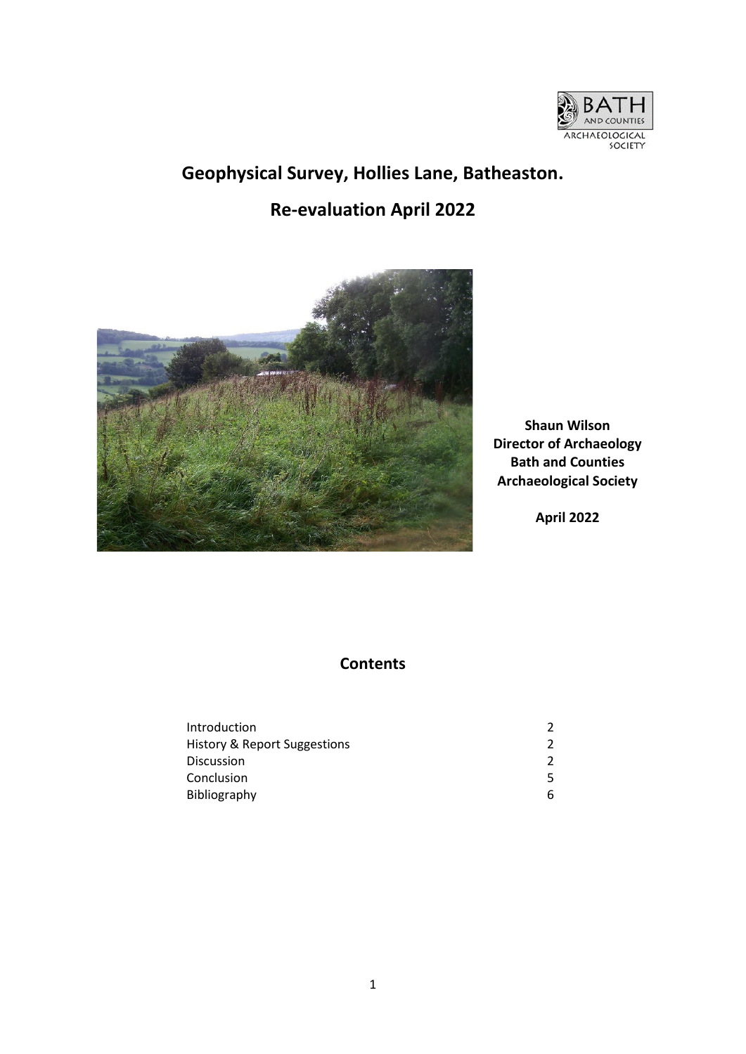# Geophysical Survey, Hollies Lane, Batheaston.

# Re-evaluation April 2022

**Shaun Wilson**
**Director of Archaeology**
**Bath and Counties**
**Archaeological Society**

**April 2022**

## Contents

| | |
|---|---|
| Introduction | 2 |
| History & Report Suggestions | 2 |
| Discussion | 2 |
| Conclusion | 5 |
| Bibliography | 6 |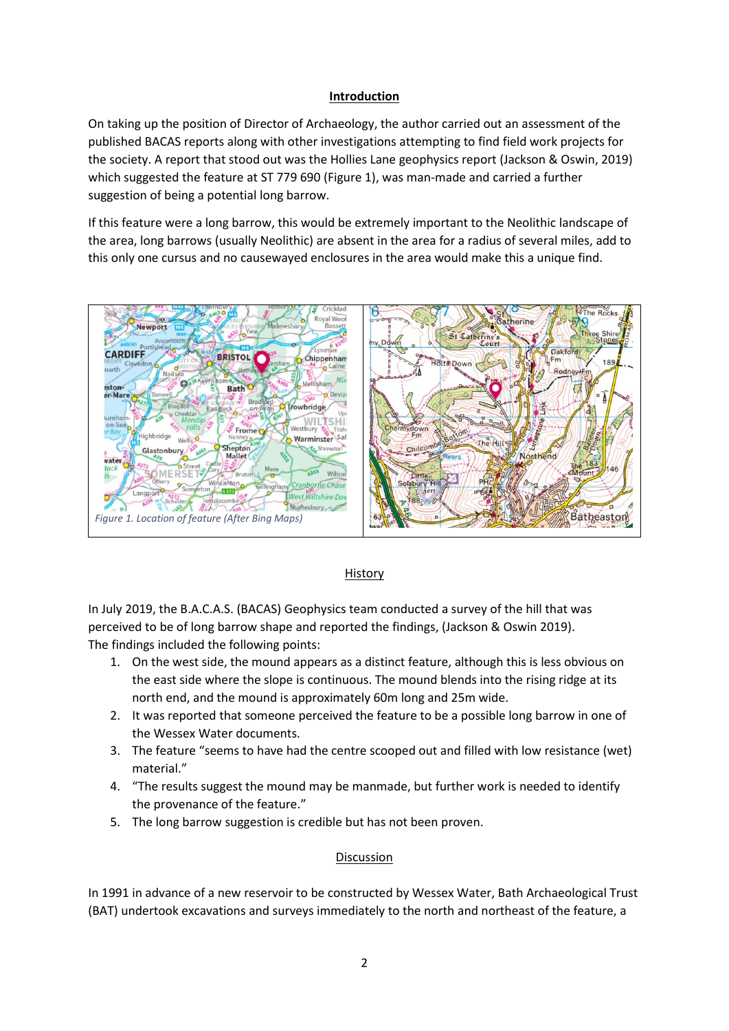## Introduction

On taking up the position of Director of Archaeology, the author carried out an assessment of the published BACAS reports along with other investigations attempting to find field work projects for the society. A report that stood out was the Hollies Lane geophysics report (Jackson & Oswin, 2019) which suggested the feature at ST 779 690 (Figure 1), was man-made and carried a further suggestion of being a potential long barrow.

If this feature were a long barrow, this would be extremely important to the Neolithic landscape of the area, long barrows (usually Neolithic) are absent in the area for a radius of several miles, add to this only one cursus and no causewayed enclosures in the area would make this a unique find.

*Figure 1. Location of feature (After Bing Maps)*

## History

In July 2019, the B.A.C.A.S. (BACAS) Geophysics team conducted a survey of the hill that was perceived to be of long barrow shape and reported the findings, (Jackson & Oswin 2019). The findings included the following points:

1. On the west side, the mound appears as a distinct feature, although this is less obvious on the east side where the slope is continuous. The mound blends into the rising ridge at its north end, and the mound is approximately 60m long and 25m wide.
2. It was reported that someone perceived the feature to be a possible long barrow in one of the Wessex Water documents.
3. The feature "seems to have had the centre scooped out and filled with low resistance (wet) material."
4. "The results suggest the mound may be manmade, but further work is needed to identify the provenance of the feature."
5. The long barrow suggestion is credible but has not been proven.

## Discussion

In 1991 in advance of a new reservoir to be constructed by Wessex Water, Bath Archaeological Trust (BAT) undertook excavations and surveys immediately to the north and northeast of the feature, a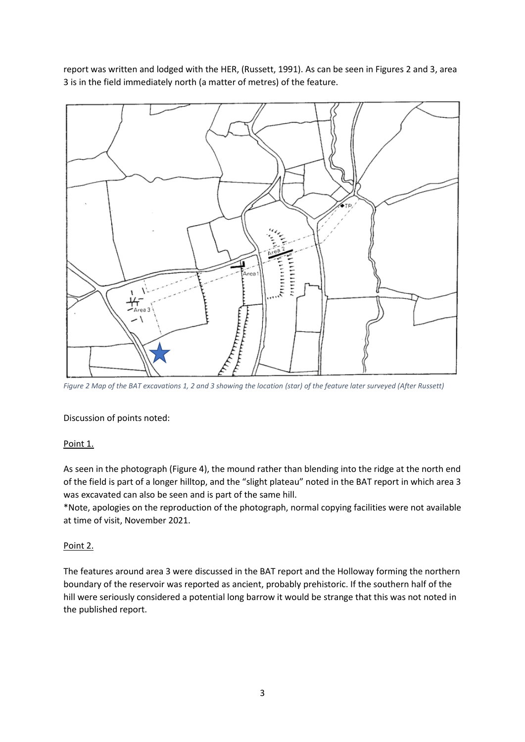report was written and lodged with the HER, (Russett, 1991). As can be seen in Figures 2 and 3, area 3 is in the field immediately north (a matter of metres) of the feature.

*Figure 2 Map of the BAT excavations 1, 2 and 3 showing the location (star) of the feature later surveyed (After Russett)*

Discussion of points noted:

Point 1.

As seen in the photograph (Figure 4), the mound rather than blending into the ridge at the north end of the field is part of a longer hilltop, and the "slight plateau" noted in the BAT report in which area 3 was excavated can also be seen and is part of the same hill.

*Note, apologies on the reproduction of the photograph, normal copying facilities were not available at time of visit, November 2021.

Point 2.

The features around area 3 were discussed in the BAT report and the Holloway forming the northern boundary of the reservoir was reported as ancient, probably prehistoric. If the southern half of the hill were seriously considered a potential long barrow it would be strange that this was not noted in the published report.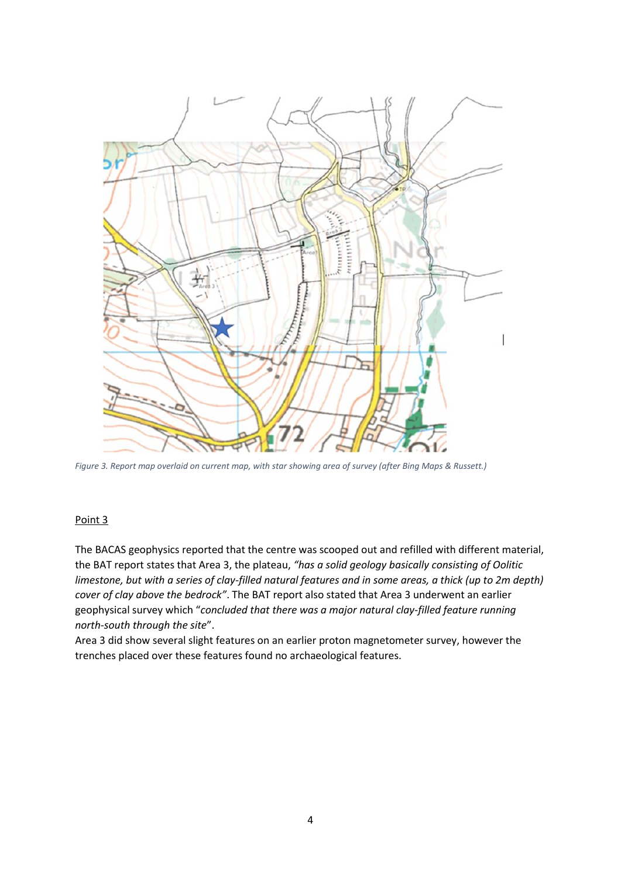*Figure 3. Report map overlaid on current map, with star showing area of survey (after Bing Maps & Russett.)*

Point 3

The BACAS geophysics reported that the centre was scooped out and refilled with different material, the BAT report states that Area 3, the plateau, *"has a solid geology basically consisting of Oolitic limestone, but with a series of clay-filled natural features and in some areas, a thick (up to 2m depth) cover of clay above the bedrock"*. The BAT report also stated that Area 3 underwent an earlier geophysical survey which "*concluded that there was a major natural clay-filled feature running north-south through the site*".

Area 3 did show several slight features on an earlier proton magnetometer survey, however the trenches placed over these features found no archaeological features.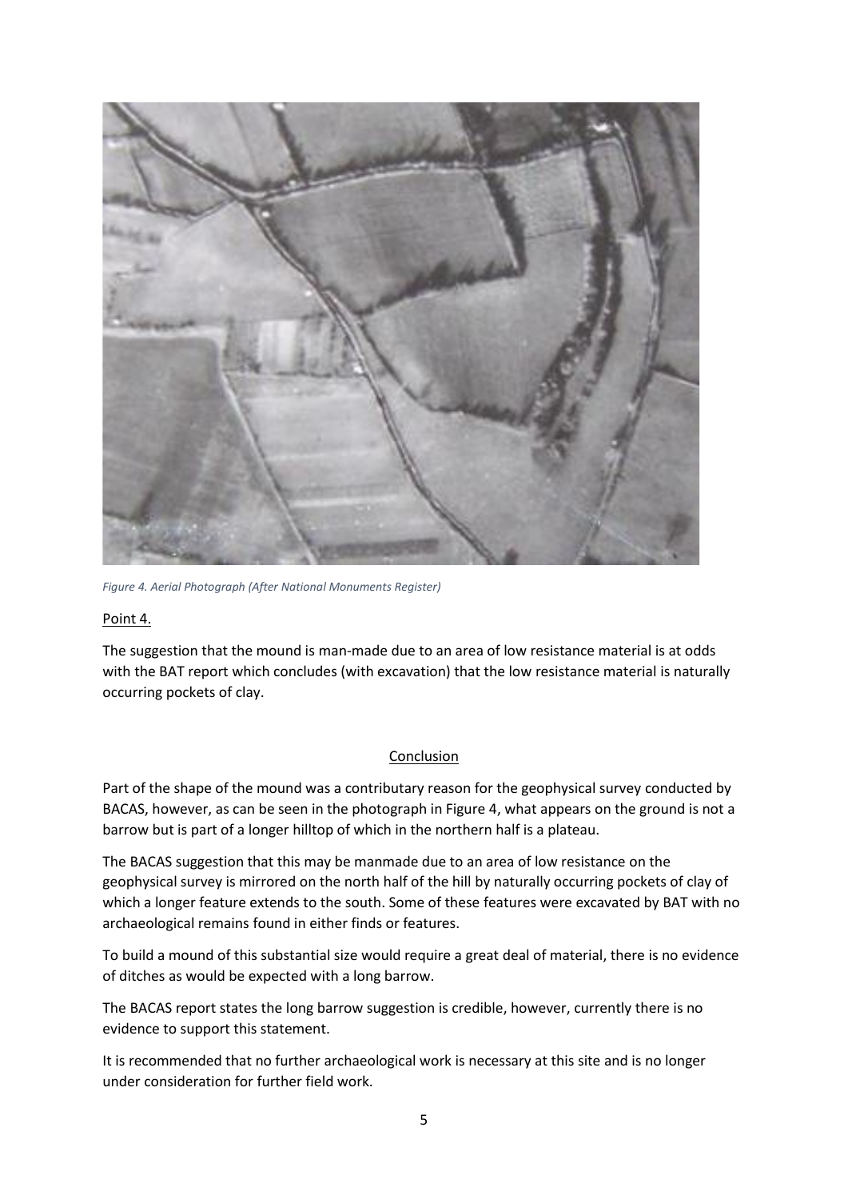*Figure 4. Aerial Photograph (After National Monuments Register)*

Point 4.

The suggestion that the mound is man-made due to an area of low resistance material is at odds with the BAT report which concludes (with excavation) that the low resistance material is naturally occurring pockets of clay.

## Conclusion

Part of the shape of the mound was a contributary reason for the geophysical survey conducted by BACAS, however, as can be seen in the photograph in Figure 4, what appears on the ground is not a barrow but is part of a longer hilltop of which in the northern half is a plateau.

The BACAS suggestion that this may be manmade due to an area of low resistance on the geophysical survey is mirrored on the north half of the hill by naturally occurring pockets of clay of which a longer feature extends to the south. Some of these features were excavated by BAT with no archaeological remains found in either finds or features.

To build a mound of this substantial size would require a great deal of material, there is no evidence of ditches as would be expected with a long barrow.

The BACAS report states the long barrow suggestion is credible, however, currently there is no evidence to support this statement.

It is recommended that no further archaeological work is necessary at this site and is no longer under consideration for further field work.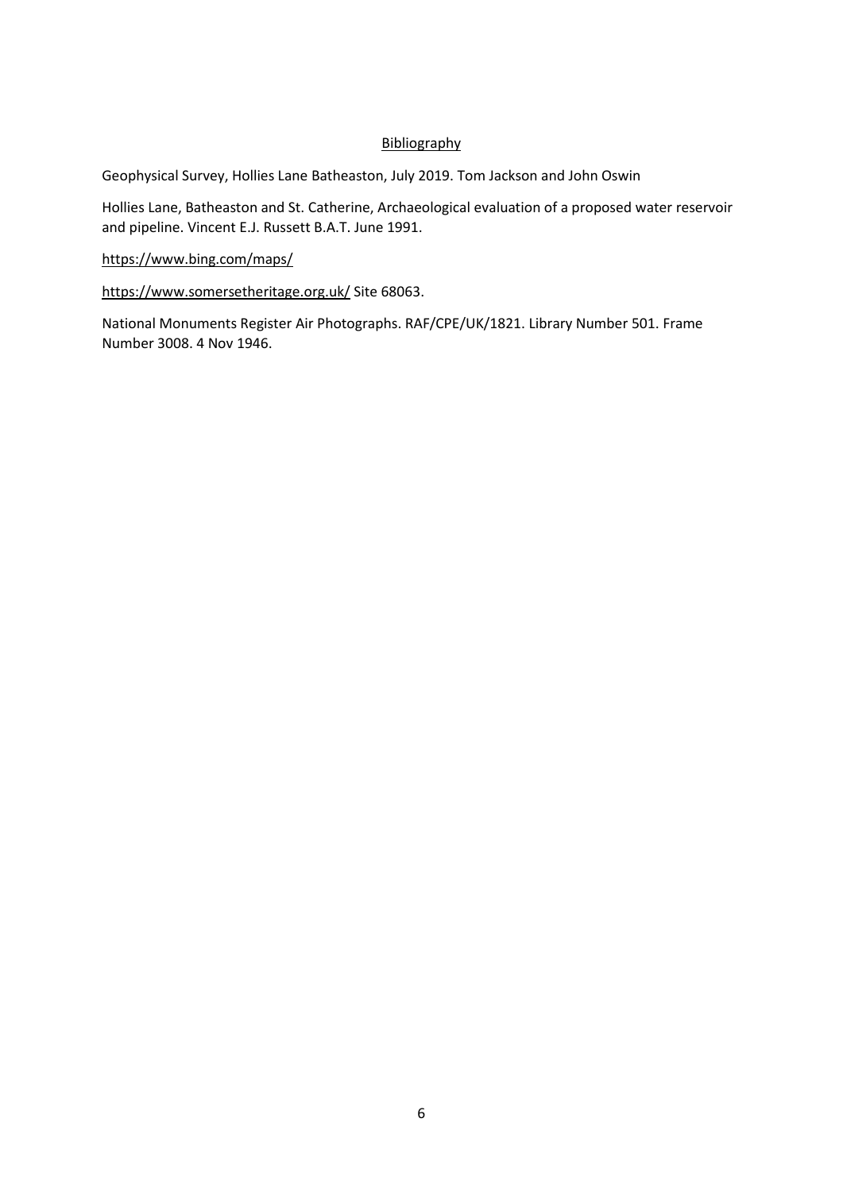## Bibliography

Geophysical Survey, Hollies Lane Batheaston, July 2019. Tom Jackson and John Oswin

Hollies Lane, Batheaston and St. Catherine, Archaeological evaluation of a proposed water reservoir and pipeline. Vincent E.J. Russett B.A.T. June 1991.

https://www.bing.com/maps/

https://www.somersetheritage.org.uk/ Site 68063.

National Monuments Register Air Photographs. RAF/CPE/UK/1821. Library Number 501. Frame Number 3008. 4 Nov 1946.